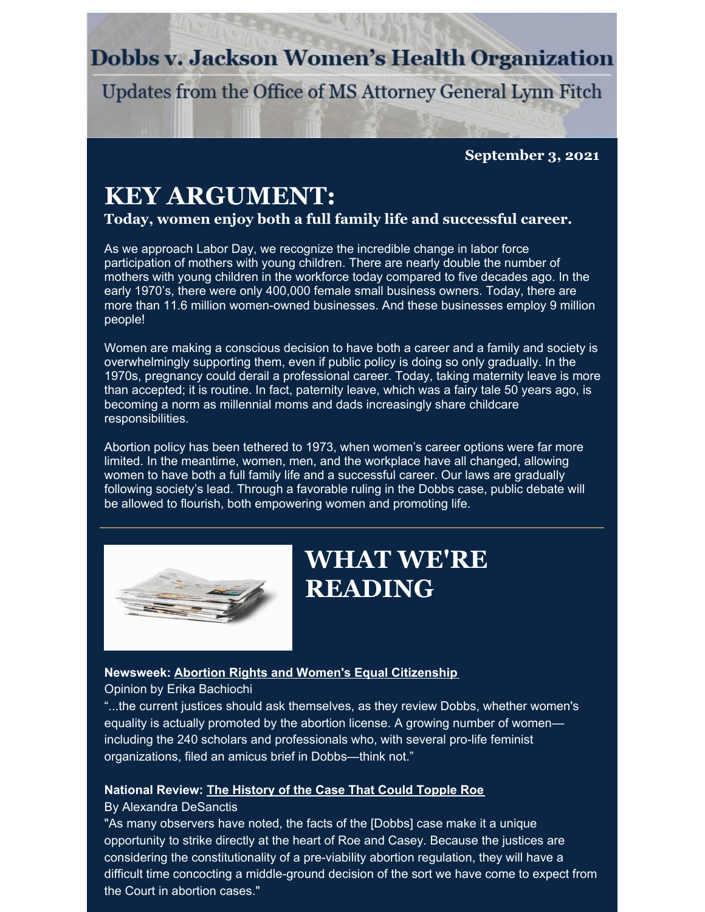# Dobbs v. Jackson Women's Health Organization

Updates from the Office of MS Attorney General Lynn Fitch

**September 3, 2021**

## KEY ARGUMENT:

### Today, women enjoy both a full family life and successful career.

As we approach Labor Day, we recognize the incredible change in labor force participation of mothers with young children. There are nearly double the number of mothers with young children in the workforce today compared to five decades ago. In the early 1970's, there were only 400,000 female small business owners. Today, there are more than 11.6 million women-owned businesses. And these businesses employ 9 million people!

Women are making a conscious decision to have both a career and a family and society is overwhelmingly supporting them, even if public policy is doing so only gradually. In the 1970s, pregnancy could derail a professional career. Today, taking maternity leave is more than accepted; it is routine. In fact, paternity leave, which was a fairy tale 50 years ago, is becoming a norm as millennial moms and dads increasingly share childcare responsibilities.

Abortion policy has been tethered to 1973, when women's career options were far more limited. In the meantime, women, men, and the workplace have all changed, allowing women to have both a full family life and a successful career. Our laws are gradually following society's lead. Through a favorable ruling in the Dobbs case, public debate will be allowed to flourish, both empowering women and promoting life.

---

## WHAT WE'RE READING

**Newsweek: Abortion Rights and Women's Equal Citizenship**

Opinion by Erika Bachiochi

"...the current justices should ask themselves, as they review Dobbs, whether women's equality is actually promoted by the abortion license. A growing number of women—including the 240 scholars and professionals who, with several pro-life feminist organizations, filed an amicus brief in Dobbs—think not."

**National Review: The History of the Case That Could Topple Roe**

By Alexandra DeSanctis

"As many observers have noted, the facts of the [Dobbs] case make it a unique opportunity to strike directly at the heart of Roe and Casey. Because the justices are considering the constitutionality of a pre-viability abortion regulation, they will have a difficult time concocting a middle-ground decision of the sort we have come to expect from the Court in abortion cases."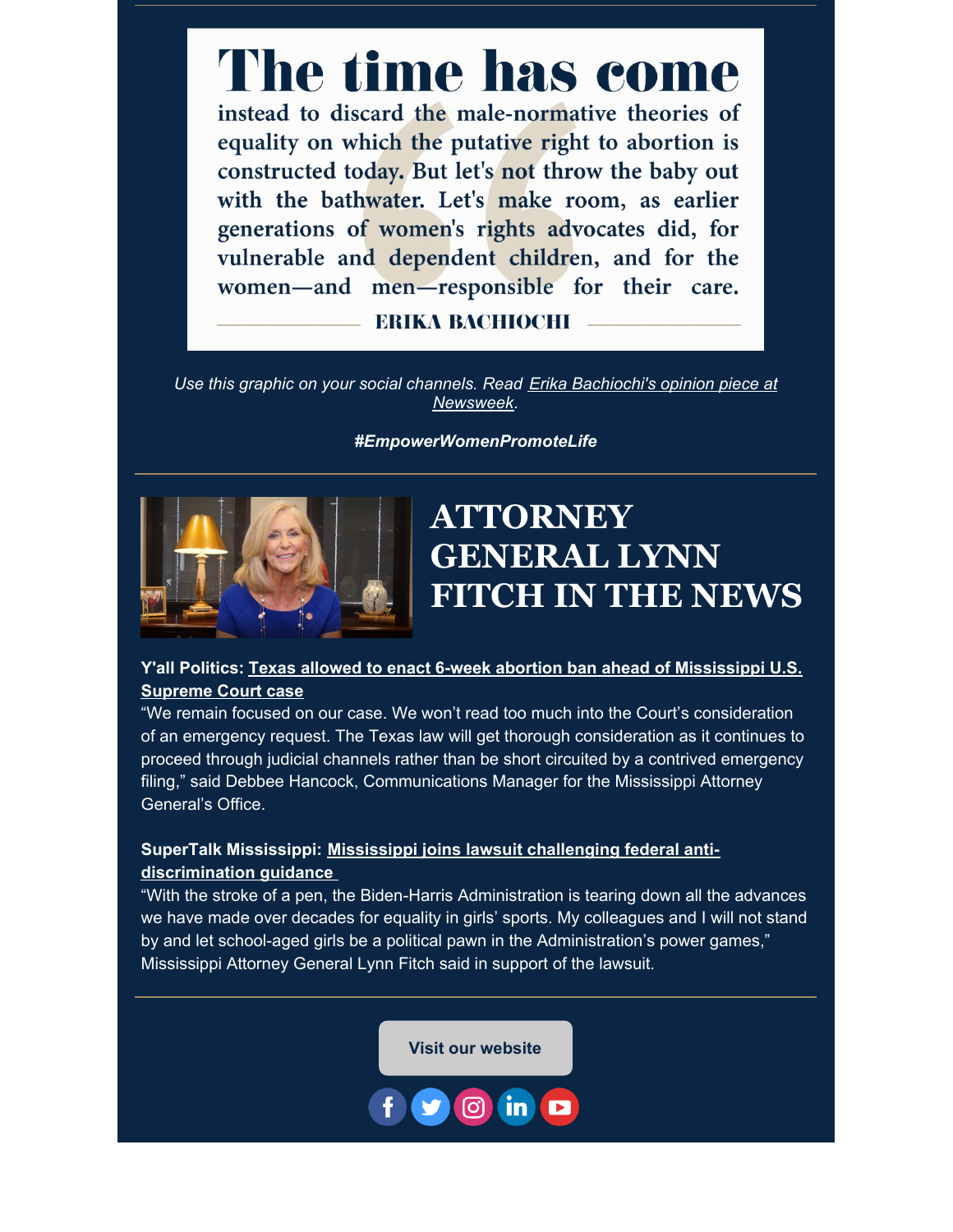**The time has come**

instead to discard the male-normative theories of equality on which the putative right to abortion is constructed today. But let's not throw the baby out with the bathwater. Let's make room, as earlier generations of women's rights advocates did, for vulnerable and dependent children, and for the women—and men—responsible for their care.

ERIKA BACHIOCHI

*Use this graphic on your social channels. Read Erika Bachiochi's opinion piece at Newsweek.*

***#EmpowerWomenPromoteLife***

# ATTORNEY GENERAL LYNN FITCH IN THE NEWS

**Y'all Politics: Texas allowed to enact 6-week abortion ban ahead of Mississippi U.S. Supreme Court case**

"We remain focused on our case. We won't read too much into the Court's consideration of an emergency request. The Texas law will get thorough consideration as it continues to proceed through judicial channels rather than be short circuited by a contrived emergency filing," said Debbee Hancock, Communications Manager for the Mississippi Attorney General's Office.

**SuperTalk Mississippi: Mississippi joins lawsuit challenging federal anti-discrimination guidance**

"With the stroke of a pen, the Biden-Harris Administration is tearing down all the advances we have made over decades for equality in girls' sports. My colleagues and I will not stand by and let school-aged girls be a political pawn in the Administration's power games," Mississippi Attorney General Lynn Fitch said in support of the lawsuit.

Visit our website